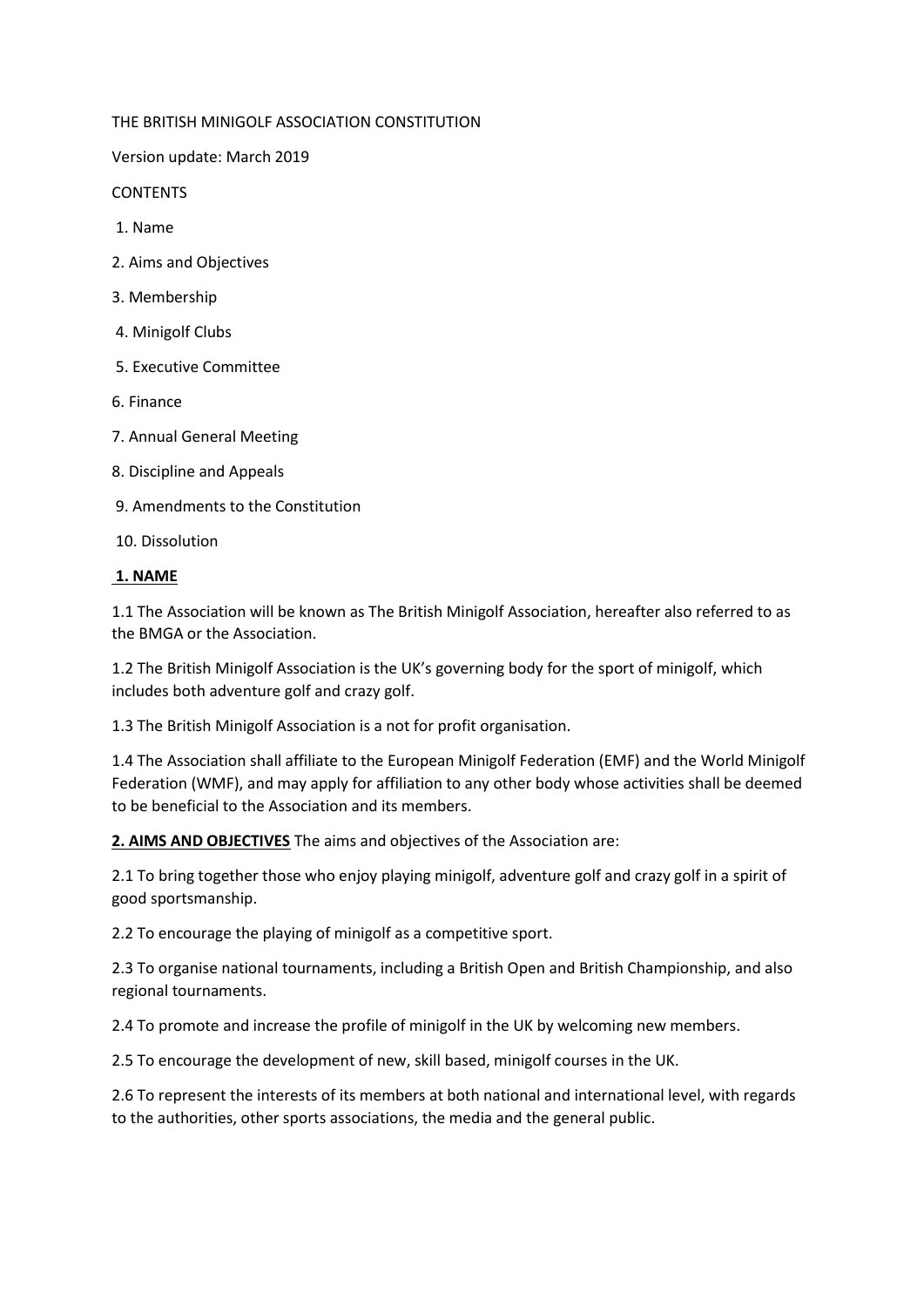THE BRITISH MINIGOLF ASSOCIATION CONSTITUTION

Version update: March 2019

CONTENTS

1. Name
2. Aims and Objectives
3. Membership
4. Minigolf Clubs
5. Executive Committee
6. Finance
7. Annual General Meeting
8. Discipline and Appeals
9. Amendments to the Constitution
10. Dissolution

## 1. NAME

1.1 The Association will be known as The British Minigolf Association, hereafter also referred to as the BMGA or the Association.

1.2 The British Minigolf Association is the UK's governing body for the sport of minigolf, which includes both adventure golf and crazy golf.

1.3 The British Minigolf Association is a not for profit organisation.

1.4 The Association shall affiliate to the European Minigolf Federation (EMF) and the World Minigolf Federation (WMF), and may apply for affiliation to any other body whose activities shall be deemed to be beneficial to the Association and its members.

## 2. AIMS AND OBJECTIVES

The aims and objectives of the Association are:

2.1 To bring together those who enjoy playing minigolf, adventure golf and crazy golf in a spirit of good sportsmanship.

2.2 To encourage the playing of minigolf as a competitive sport.

2.3 To organise national tournaments, including a British Open and British Championship, and also regional tournaments.

2.4 To promote and increase the profile of minigolf in the UK by welcoming new members.

2.5 To encourage the development of new, skill based, minigolf courses in the UK.

2.6 To represent the interests of its members at both national and international level, with regards to the authorities, other sports associations, the media and the general public.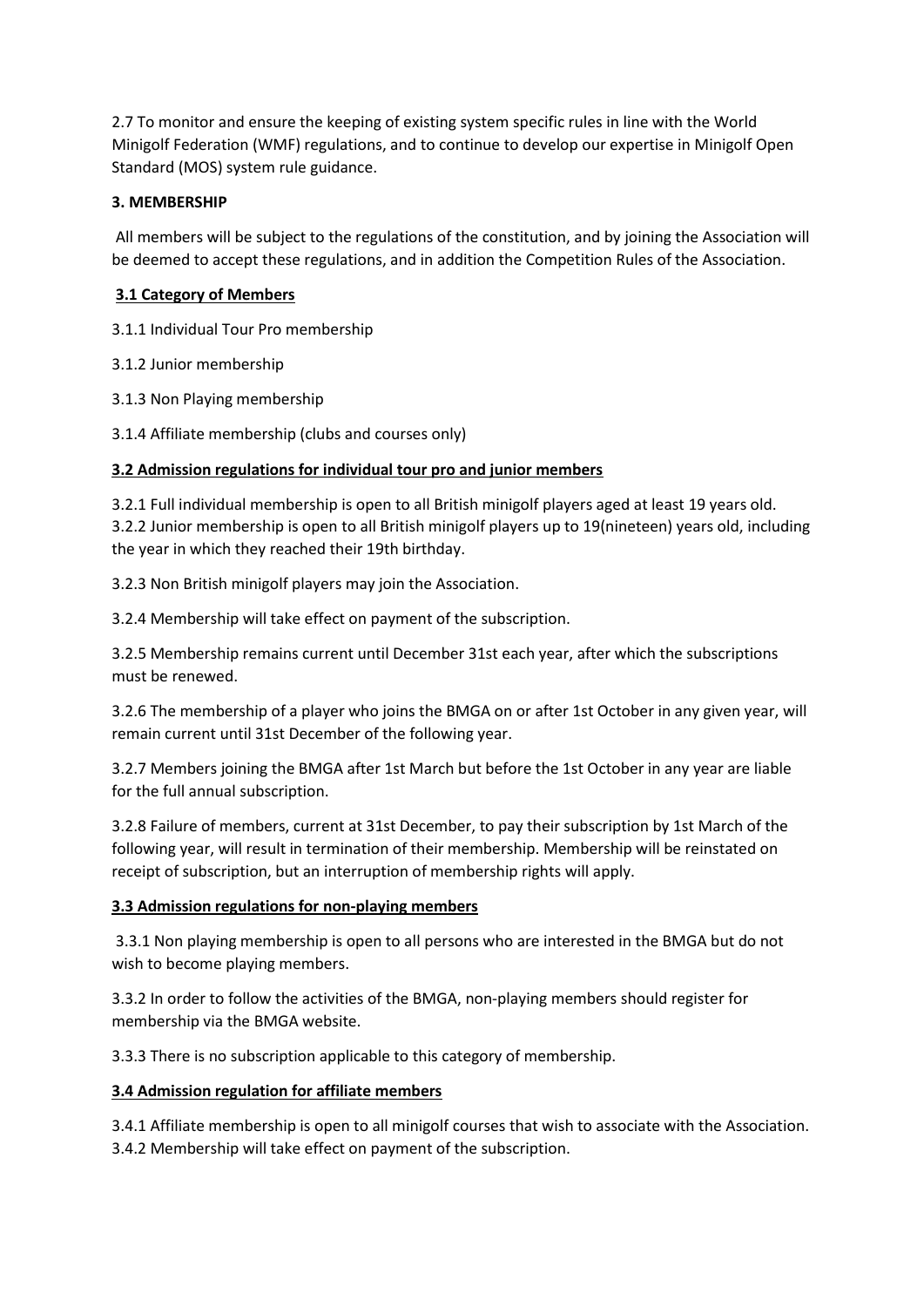2.7 To monitor and ensure the keeping of existing system specific rules in line with the World Minigolf Federation (WMF) regulations, and to continue to develop our expertise in Minigolf Open Standard (MOS) system rule guidance.

**3. MEMBERSHIP**

All members will be subject to the regulations of the constitution, and by joining the Association will be deemed to accept these regulations, and in addition the Competition Rules of the Association.

**3.1 Category of Members**

3.1.1 Individual Tour Pro membership

3.1.2 Junior membership

3.1.3 Non Playing membership

3.1.4 Affiliate membership (clubs and courses only)

**3.2 Admission regulations for individual tour pro and junior members**

3.2.1 Full individual membership is open to all British minigolf players aged at least 19 years old.
3.2.2 Junior membership is open to all British minigolf players up to 19(nineteen) years old, including the year in which they reached their 19th birthday.

3.2.3 Non British minigolf players may join the Association.

3.2.4 Membership will take effect on payment of the subscription.

3.2.5 Membership remains current until December 31st each year, after which the subscriptions must be renewed.

3.2.6 The membership of a player who joins the BMGA on or after 1st October in any given year, will remain current until 31st December of the following year.

3.2.7 Members joining the BMGA after 1st March but before the 1st October in any year are liable for the full annual subscription.

3.2.8 Failure of members, current at 31st December, to pay their subscription by 1st March of the following year, will result in termination of their membership. Membership will be reinstated on receipt of subscription, but an interruption of membership rights will apply.

**3.3 Admission regulations for non-playing members**

3.3.1 Non playing membership is open to all persons who are interested in the BMGA but do not wish to become playing members.

3.3.2 In order to follow the activities of the BMGA, non-playing members should register for membership via the BMGA website.

3.3.3 There is no subscription applicable to this category of membership.

**3.4 Admission regulation for affiliate members**

3.4.1 Affiliate membership is open to all minigolf courses that wish to associate with the Association.
3.4.2 Membership will take effect on payment of the subscription.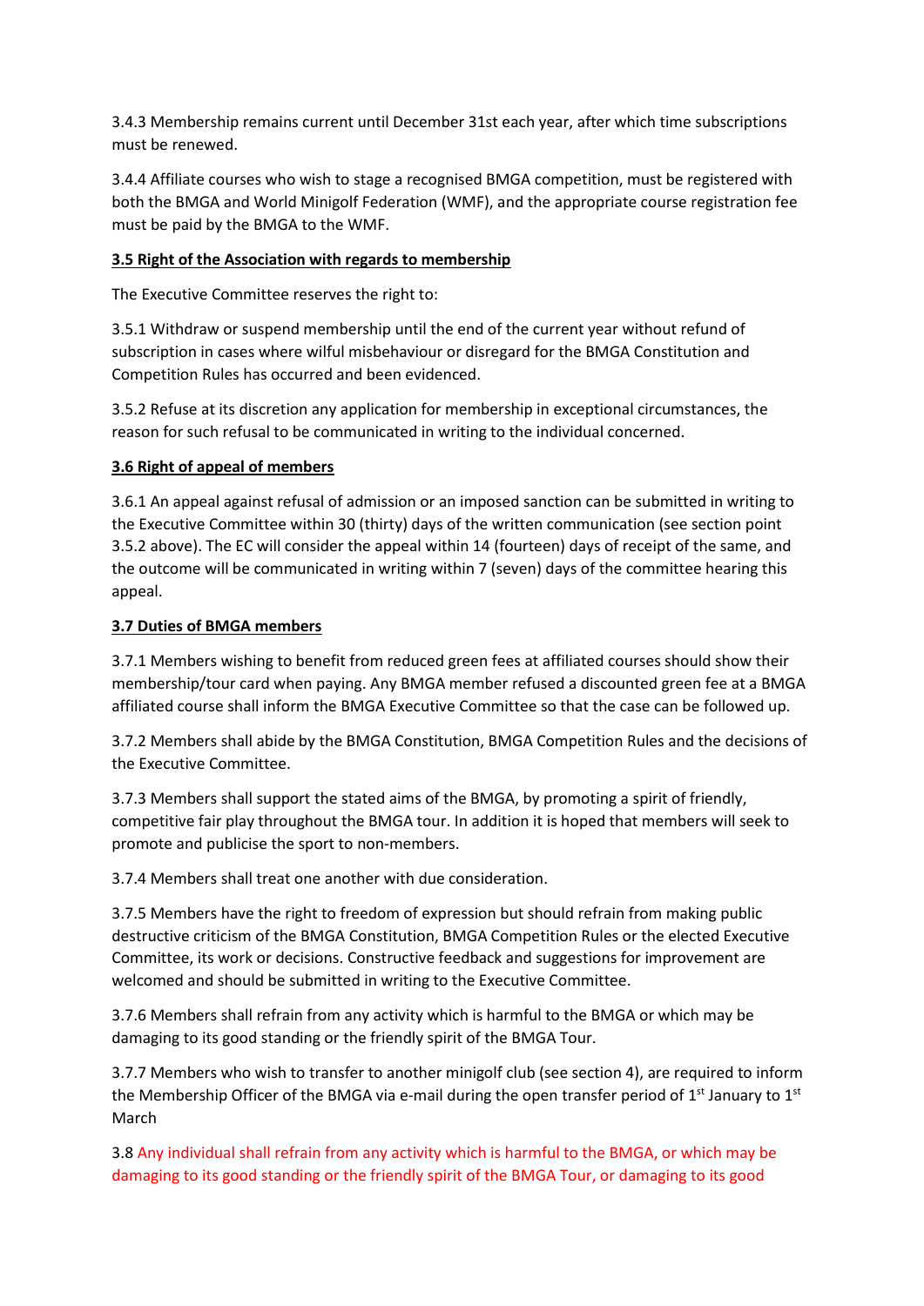3.4.3 Membership remains current until December 31st each year, after which time subscriptions must be renewed.

3.4.4 Affiliate courses who wish to stage a recognised BMGA competition, must be registered with both the BMGA and World Minigolf Federation (WMF), and the appropriate course registration fee must be paid by the BMGA to the WMF.

**3.5 Right of the Association with regards to membership**

The Executive Committee reserves the right to:

3.5.1 Withdraw or suspend membership until the end of the current year without refund of subscription in cases where wilful misbehaviour or disregard for the BMGA Constitution and Competition Rules has occurred and been evidenced.

3.5.2 Refuse at its discretion any application for membership in exceptional circumstances, the reason for such refusal to be communicated in writing to the individual concerned.

**3.6 Right of appeal of members**

3.6.1 An appeal against refusal of admission or an imposed sanction can be submitted in writing to the Executive Committee within 30 (thirty) days of the written communication (see section point 3.5.2 above). The EC will consider the appeal within 14 (fourteen) days of receipt of the same, and the outcome will be communicated in writing within 7 (seven) days of the committee hearing this appeal.

**3.7 Duties of BMGA members**

3.7.1 Members wishing to benefit from reduced green fees at affiliated courses should show their membership/tour card when paying. Any BMGA member refused a discounted green fee at a BMGA affiliated course shall inform the BMGA Executive Committee so that the case can be followed up.

3.7.2 Members shall abide by the BMGA Constitution, BMGA Competition Rules and the decisions of the Executive Committee.

3.7.3 Members shall support the stated aims of the BMGA, by promoting a spirit of friendly, competitive fair play throughout the BMGA tour. In addition it is hoped that members will seek to promote and publicise the sport to non-members.

3.7.4 Members shall treat one another with due consideration.

3.7.5 Members have the right to freedom of expression but should refrain from making public destructive criticism of the BMGA Constitution, BMGA Competition Rules or the elected Executive Committee, its work or decisions. Constructive feedback and suggestions for improvement are welcomed and should be submitted in writing to the Executive Committee.

3.7.6 Members shall refrain from any activity which is harmful to the BMGA or which may be damaging to its good standing or the friendly spirit of the BMGA Tour.

3.7.7 Members who wish to transfer to another minigolf club (see section 4), are required to inform the Membership Officer of the BMGA via e-mail during the open transfer period of 1st January to 1st March

3.8 Any individual shall refrain from any activity which is harmful to the BMGA, or which may be damaging to its good standing or the friendly spirit of the BMGA Tour, or damaging to its good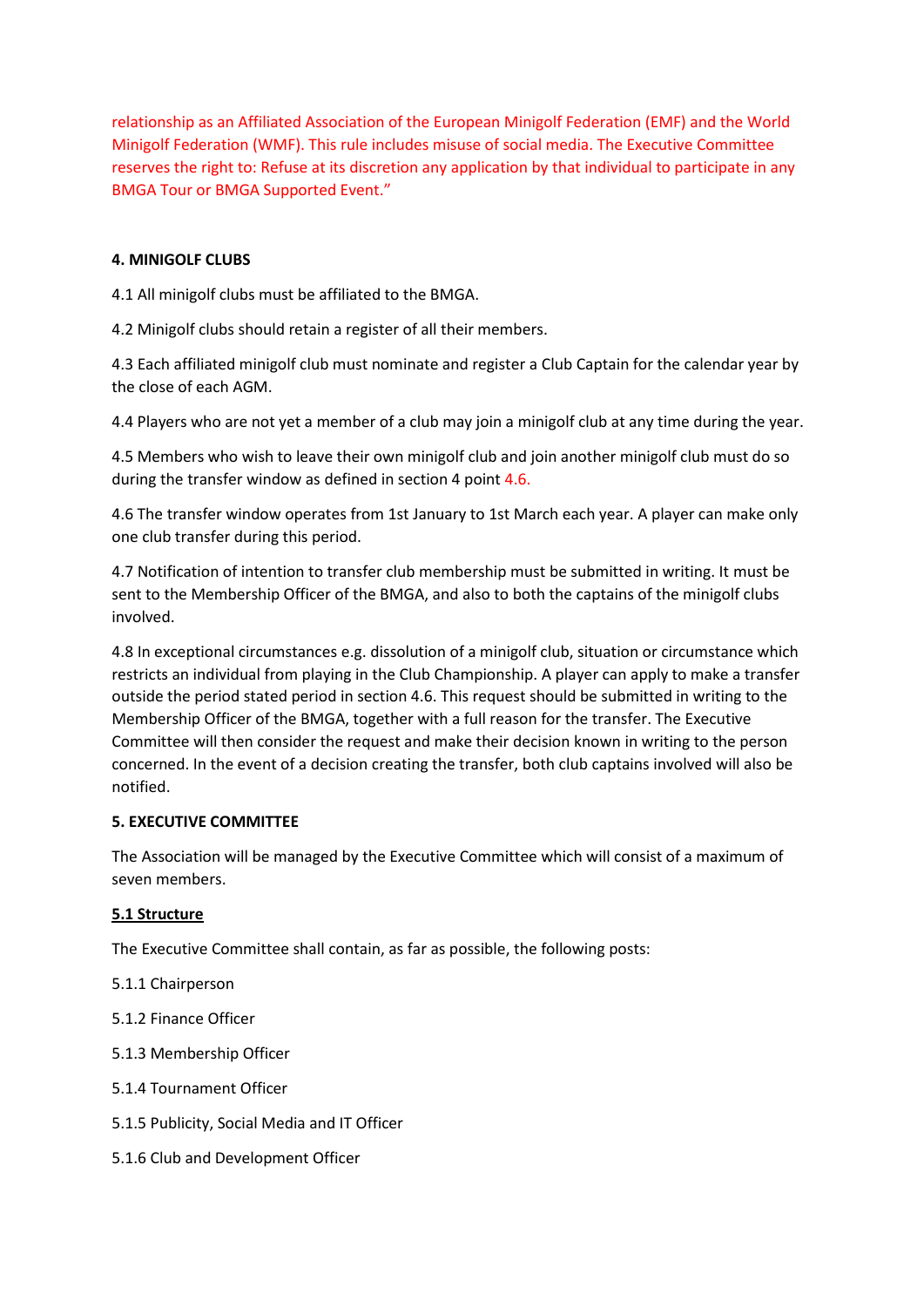relationship as an Affiliated Association of the European Minigolf Federation (EMF) and the World Minigolf Federation (WMF). This rule includes misuse of social media. The Executive Committee reserves the right to: Refuse at its discretion any application by that individual to participate in any BMGA Tour or BMGA Supported Event."

**4. MINIGOLF CLUBS**

4.1 All minigolf clubs must be affiliated to the BMGA.

4.2 Minigolf clubs should retain a register of all their members.

4.3 Each affiliated minigolf club must nominate and register a Club Captain for the calendar year by the close of each AGM.

4.4 Players who are not yet a member of a club may join a minigolf club at any time during the year.

4.5 Members who wish to leave their own minigolf club and join another minigolf club must do so during the transfer window as defined in section 4 point 4.6.

4.6 The transfer window operates from 1st January to 1st March each year. A player can make only one club transfer during this period.

4.7 Notification of intention to transfer club membership must be submitted in writing. It must be sent to the Membership Officer of the BMGA, and also to both the captains of the minigolf clubs involved.

4.8 In exceptional circumstances e.g. dissolution of a minigolf club, situation or circumstance which restricts an individual from playing in the Club Championship. A player can apply to make a transfer outside the period stated period in section 4.6. This request should be submitted in writing to the Membership Officer of the BMGA, together with a full reason for the transfer. The Executive Committee will then consider the request and make their decision known in writing to the person concerned. In the event of a decision creating the transfer, both club captains involved will also be notified.

**5. EXECUTIVE COMMITTEE**

The Association will be managed by the Executive Committee which will consist of a maximum of seven members.

**5.1 Structure**

The Executive Committee shall contain, as far as possible, the following posts:

5.1.1 Chairperson

5.1.2 Finance Officer

5.1.3 Membership Officer

5.1.4 Tournament Officer

5.1.5 Publicity, Social Media and IT Officer

5.1.6 Club and Development Officer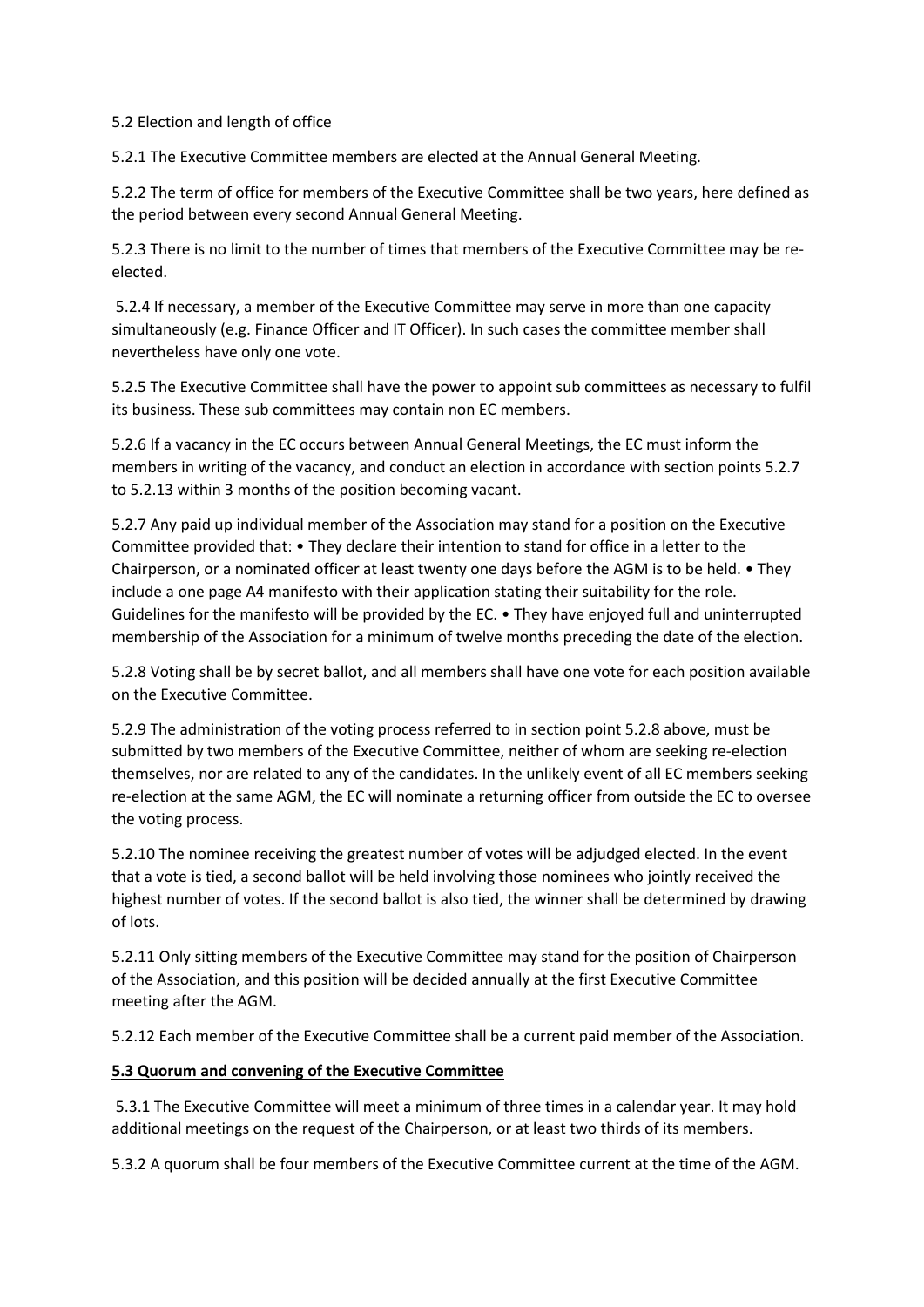5.2 Election and length of office

5.2.1 The Executive Committee members are elected at the Annual General Meeting.

5.2.2 The term of office for members of the Executive Committee shall be two years, here defined as the period between every second Annual General Meeting.

5.2.3 There is no limit to the number of times that members of the Executive Committee may be re-elected.

5.2.4 If necessary, a member of the Executive Committee may serve in more than one capacity simultaneously (e.g. Finance Officer and IT Officer). In such cases the committee member shall nevertheless have only one vote.

5.2.5 The Executive Committee shall have the power to appoint sub committees as necessary to fulfil its business. These sub committees may contain non EC members.

5.2.6 If a vacancy in the EC occurs between Annual General Meetings, the EC must inform the members in writing of the vacancy, and conduct an election in accordance with section points 5.2.7 to 5.2.13 within 3 months of the position becoming vacant.

5.2.7 Any paid up individual member of the Association may stand for a position on the Executive Committee provided that: • They declare their intention to stand for office in a letter to the Chairperson, or a nominated officer at least twenty one days before the AGM is to be held. • They include a one page A4 manifesto with their application stating their suitability for the role. Guidelines for the manifesto will be provided by the EC. • They have enjoyed full and uninterrupted membership of the Association for a minimum of twelve months preceding the date of the election.

5.2.8 Voting shall be by secret ballot, and all members shall have one vote for each position available on the Executive Committee.

5.2.9 The administration of the voting process referred to in section point 5.2.8 above, must be submitted by two members of the Executive Committee, neither of whom are seeking re-election themselves, nor are related to any of the candidates. In the unlikely event of all EC members seeking re-election at the same AGM, the EC will nominate a returning officer from outside the EC to oversee the voting process.

5.2.10 The nominee receiving the greatest number of votes will be adjudged elected. In the event that a vote is tied, a second ballot will be held involving those nominees who jointly received the highest number of votes. If the second ballot is also tied, the winner shall be determined by drawing of lots.

5.2.11 Only sitting members of the Executive Committee may stand for the position of Chairperson of the Association, and this position will be decided annually at the first Executive Committee meeting after the AGM.

5.2.12 Each member of the Executive Committee shall be a current paid member of the Association.

**5.3 Quorum and convening of the Executive Committee**

5.3.1 The Executive Committee will meet a minimum of three times in a calendar year. It may hold additional meetings on the request of the Chairperson, or at least two thirds of its members.

5.3.2 A quorum shall be four members of the Executive Committee current at the time of the AGM.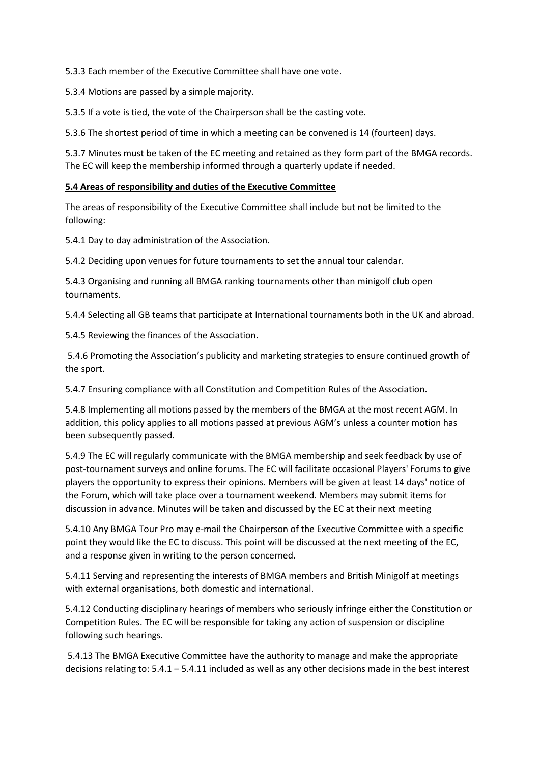5.3.3 Each member of the Executive Committee shall have one vote.

5.3.4 Motions are passed by a simple majority.

5.3.5 If a vote is tied, the vote of the Chairperson shall be the casting vote.

5.3.6 The shortest period of time in which a meeting can be convened is 14 (fourteen) days.

5.3.7 Minutes must be taken of the EC meeting and retained as they form part of the BMGA records. The EC will keep the membership informed through a quarterly update if needed.

**5.4 Areas of responsibility and duties of the Executive Committee**

The areas of responsibility of the Executive Committee shall include but not be limited to the following:

5.4.1 Day to day administration of the Association.

5.4.2 Deciding upon venues for future tournaments to set the annual tour calendar.

5.4.3 Organising and running all BMGA ranking tournaments other than minigolf club open tournaments.

5.4.4 Selecting all GB teams that participate at International tournaments both in the UK and abroad.

5.4.5 Reviewing the finances of the Association.

5.4.6 Promoting the Association's publicity and marketing strategies to ensure continued growth of the sport.

5.4.7 Ensuring compliance with all Constitution and Competition Rules of the Association.

5.4.8 Implementing all motions passed by the members of the BMGA at the most recent AGM. In addition, this policy applies to all motions passed at previous AGM's unless a counter motion has been subsequently passed.

5.4.9 The EC will regularly communicate with the BMGA membership and seek feedback by use of post-tournament surveys and online forums. The EC will facilitate occasional Players' Forums to give players the opportunity to express their opinions. Members will be given at least 14 days' notice of the Forum, which will take place over a tournament weekend. Members may submit items for discussion in advance. Minutes will be taken and discussed by the EC at their next meeting

5.4.10 Any BMGA Tour Pro may e-mail the Chairperson of the Executive Committee with a specific point they would like the EC to discuss. This point will be discussed at the next meeting of the EC, and a response given in writing to the person concerned.

5.4.11 Serving and representing the interests of BMGA members and British Minigolf at meetings with external organisations, both domestic and international.

5.4.12 Conducting disciplinary hearings of members who seriously infringe either the Constitution or Competition Rules. The EC will be responsible for taking any action of suspension or discipline following such hearings.

5.4.13 The BMGA Executive Committee have the authority to manage and make the appropriate decisions relating to: 5.4.1 – 5.4.11 included as well as any other decisions made in the best interest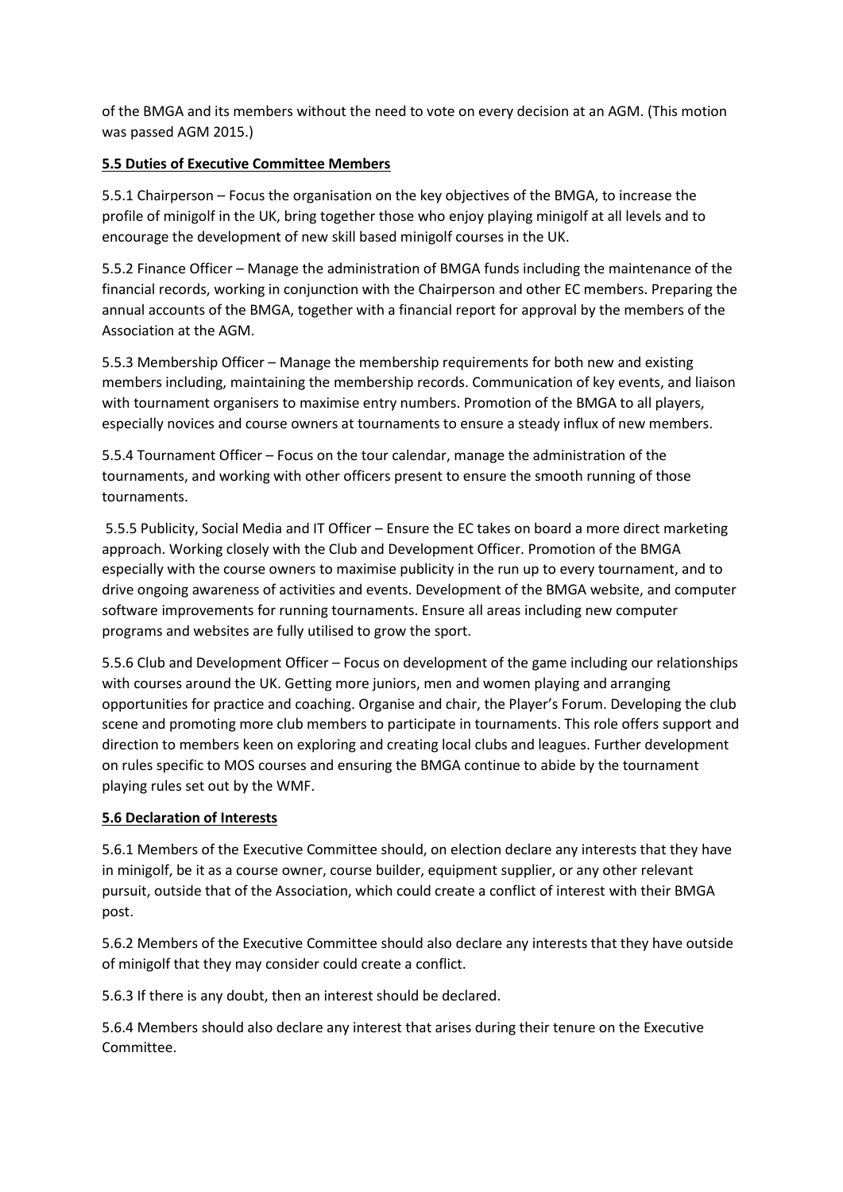of the BMGA and its members without the need to vote on every decision at an AGM. (This motion was passed AGM 2015.)

**5.5 Duties of Executive Committee Members**

5.5.1 Chairperson – Focus the organisation on the key objectives of the BMGA, to increase the profile of minigolf in the UK, bring together those who enjoy playing minigolf at all levels and to encourage the development of new skill based minigolf courses in the UK.

5.5.2 Finance Officer – Manage the administration of BMGA funds including the maintenance of the financial records, working in conjunction with the Chairperson and other EC members. Preparing the annual accounts of the BMGA, together with a financial report for approval by the members of the Association at the AGM.

5.5.3 Membership Officer – Manage the membership requirements for both new and existing members including, maintaining the membership records. Communication of key events, and liaison with tournament organisers to maximise entry numbers. Promotion of the BMGA to all players, especially novices and course owners at tournaments to ensure a steady influx of new members.

5.5.4 Tournament Officer – Focus on the tour calendar, manage the administration of the tournaments, and working with other officers present to ensure the smooth running of those tournaments.

5.5.5 Publicity, Social Media and IT Officer – Ensure the EC takes on board a more direct marketing approach. Working closely with the Club and Development Officer. Promotion of the BMGA especially with the course owners to maximise publicity in the run up to every tournament, and to drive ongoing awareness of activities and events. Development of the BMGA website, and computer software improvements for running tournaments. Ensure all areas including new computer programs and websites are fully utilised to grow the sport.

5.5.6 Club and Development Officer – Focus on development of the game including our relationships with courses around the UK. Getting more juniors, men and women playing and arranging opportunities for practice and coaching. Organise and chair, the Player's Forum. Developing the club scene and promoting more club members to participate in tournaments. This role offers support and direction to members keen on exploring and creating local clubs and leagues. Further development on rules specific to MOS courses and ensuring the BMGA continue to abide by the tournament playing rules set out by the WMF.

**5.6 Declaration of Interests**

5.6.1 Members of the Executive Committee should, on election declare any interests that they have in minigolf, be it as a course owner, course builder, equipment supplier, or any other relevant pursuit, outside that of the Association, which could create a conflict of interest with their BMGA post.

5.6.2 Members of the Executive Committee should also declare any interests that they have outside of minigolf that they may consider could create a conflict.

5.6.3 If there is any doubt, then an interest should be declared.

5.6.4 Members should also declare any interest that arises during their tenure on the Executive Committee.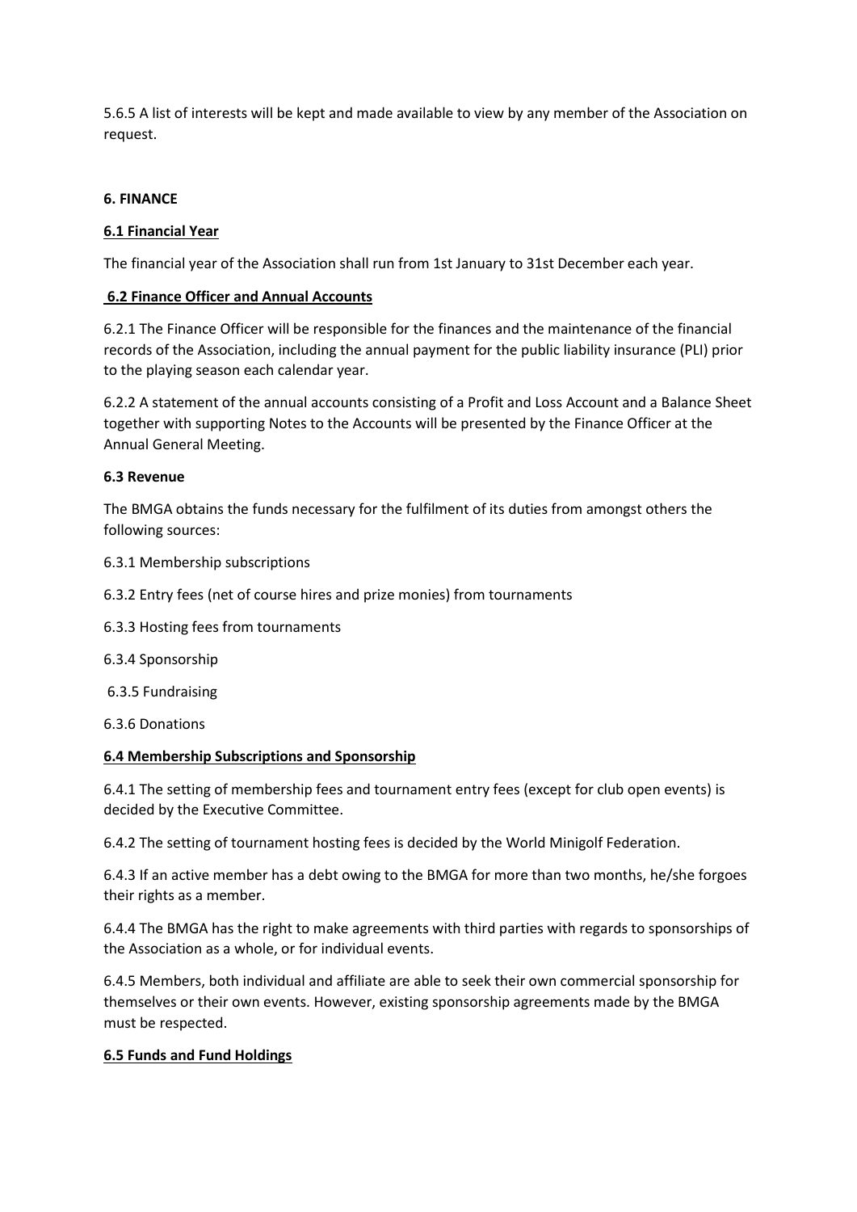5.6.5 A list of interests will be kept and made available to view by any member of the Association on request.

## 6. FINANCE

### 6.1 Financial Year

The financial year of the Association shall run from 1st January to 31st December each year.

### 6.2 Finance Officer and Annual Accounts

6.2.1 The Finance Officer will be responsible for the finances and the maintenance of the financial records of the Association, including the annual payment for the public liability insurance (PLI) prior to the playing season each calendar year.

6.2.2 A statement of the annual accounts consisting of a Profit and Loss Account and a Balance Sheet together with supporting Notes to the Accounts will be presented by the Finance Officer at the Annual General Meeting.

### 6.3 Revenue

The BMGA obtains the funds necessary for the fulfilment of its duties from amongst others the following sources:

6.3.1 Membership subscriptions

6.3.2 Entry fees (net of course hires and prize monies) from tournaments

6.3.3 Hosting fees from tournaments

6.3.4 Sponsorship

6.3.5 Fundraising

6.3.6 Donations

### 6.4 Membership Subscriptions and Sponsorship

6.4.1 The setting of membership fees and tournament entry fees (except for club open events) is decided by the Executive Committee.

6.4.2 The setting of tournament hosting fees is decided by the World Minigolf Federation.

6.4.3 If an active member has a debt owing to the BMGA for more than two months, he/she forgoes their rights as a member.

6.4.4 The BMGA has the right to make agreements with third parties with regards to sponsorships of the Association as a whole, or for individual events.

6.4.5 Members, both individual and affiliate are able to seek their own commercial sponsorship for themselves or their own events. However, existing sponsorship agreements made by the BMGA must be respected.

### 6.5 Funds and Fund Holdings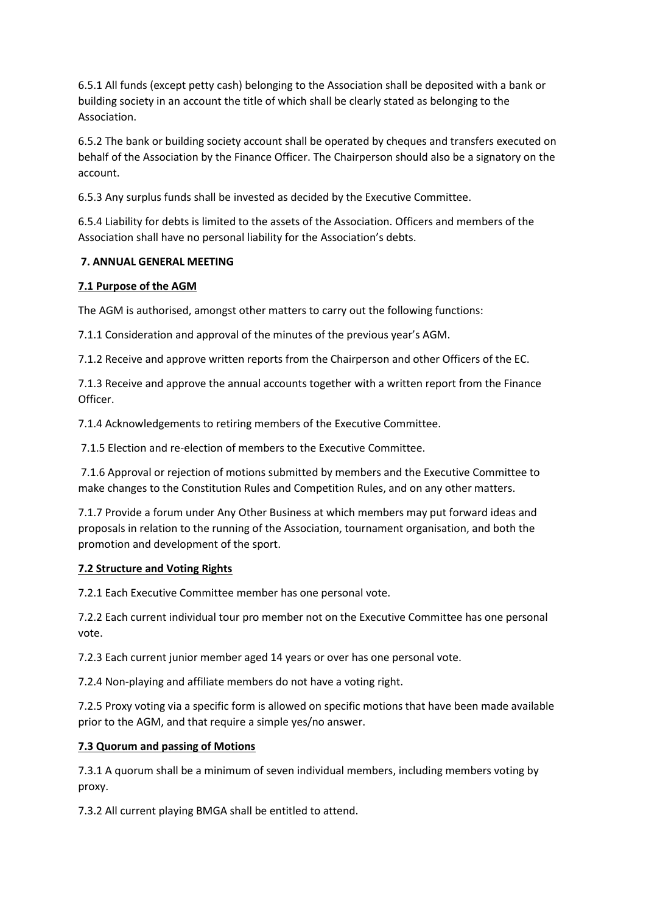6.5.1 All funds (except petty cash) belonging to the Association shall be deposited with a bank or building society in an account the title of which shall be clearly stated as belonging to the Association.

6.5.2 The bank or building society account shall be operated by cheques and transfers executed on behalf of the Association by the Finance Officer. The Chairperson should also be a signatory on the account.

6.5.3 Any surplus funds shall be invested as decided by the Executive Committee.

6.5.4 Liability for debts is limited to the assets of the Association. Officers and members of the Association shall have no personal liability for the Association's debts.

## 7. ANNUAL GENERAL MEETING

### 7.1 Purpose of the AGM

The AGM is authorised, amongst other matters to carry out the following functions:

7.1.1 Consideration and approval of the minutes of the previous year's AGM.

7.1.2 Receive and approve written reports from the Chairperson and other Officers of the EC.

7.1.3 Receive and approve the annual accounts together with a written report from the Finance Officer.

7.1.4 Acknowledgements to retiring members of the Executive Committee.

7.1.5 Election and re-election of members to the Executive Committee.

7.1.6 Approval or rejection of motions submitted by members and the Executive Committee to make changes to the Constitution Rules and Competition Rules, and on any other matters.

7.1.7 Provide a forum under Any Other Business at which members may put forward ideas and proposals in relation to the running of the Association, tournament organisation, and both the promotion and development of the sport.

### 7.2 Structure and Voting Rights

7.2.1 Each Executive Committee member has one personal vote.

7.2.2 Each current individual tour pro member not on the Executive Committee has one personal vote.

7.2.3 Each current junior member aged 14 years or over has one personal vote.

7.2.4 Non-playing and affiliate members do not have a voting right.

7.2.5 Proxy voting via a specific form is allowed on specific motions that have been made available prior to the AGM, and that require a simple yes/no answer.

### 7.3 Quorum and passing of Motions

7.3.1 A quorum shall be a minimum of seven individual members, including members voting by proxy.

7.3.2 All current playing BMGA shall be entitled to attend.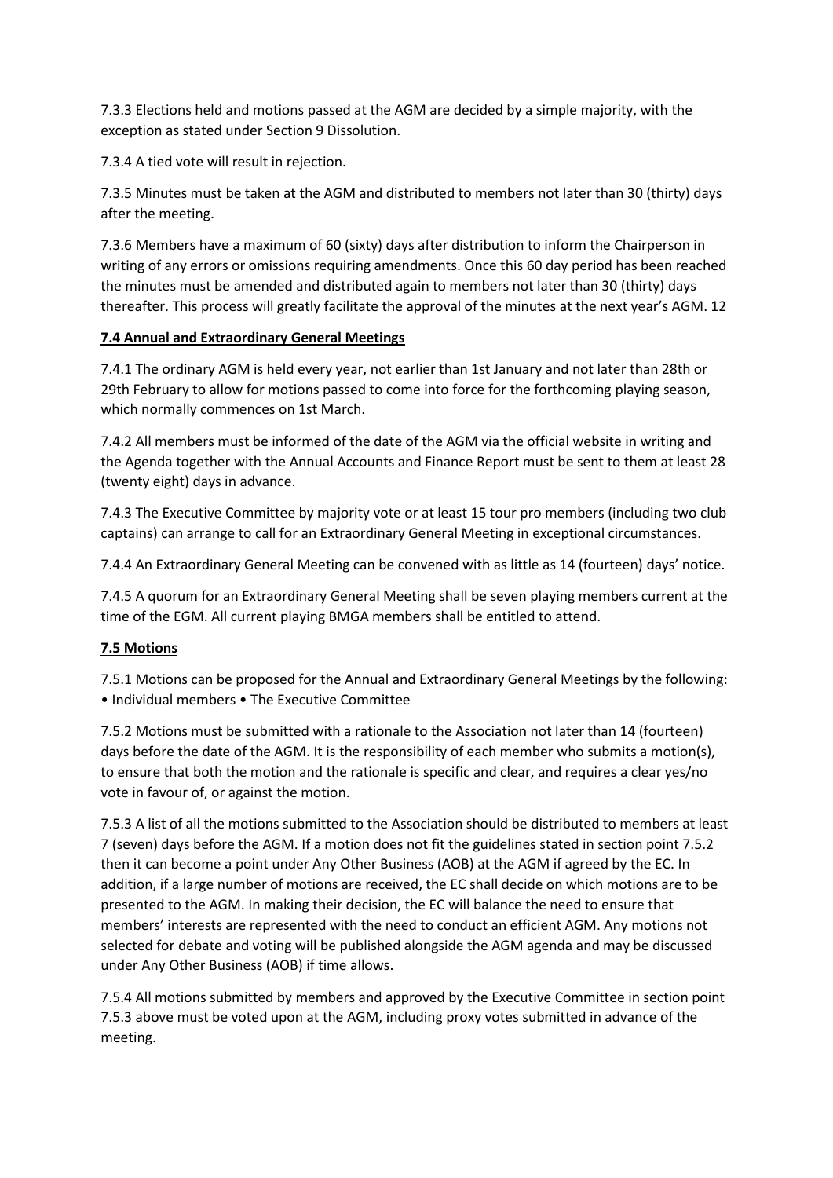7.3.3 Elections held and motions passed at the AGM are decided by a simple majority, with the exception as stated under Section 9 Dissolution.

7.3.4 A tied vote will result in rejection.

7.3.5 Minutes must be taken at the AGM and distributed to members not later than 30 (thirty) days after the meeting.

7.3.6 Members have a maximum of 60 (sixty) days after distribution to inform the Chairperson in writing of any errors or omissions requiring amendments. Once this 60 day period has been reached the minutes must be amended and distributed again to members not later than 30 (thirty) days thereafter. This process will greatly facilitate the approval of the minutes at the next year's AGM. 12

**7.4 Annual and Extraordinary General Meetings**

7.4.1 The ordinary AGM is held every year, not earlier than 1st January and not later than 28th or 29th February to allow for motions passed to come into force for the forthcoming playing season, which normally commences on 1st March.

7.4.2 All members must be informed of the date of the AGM via the official website in writing and the Agenda together with the Annual Accounts and Finance Report must be sent to them at least 28 (twenty eight) days in advance.

7.4.3 The Executive Committee by majority vote or at least 15 tour pro members (including two club captains) can arrange to call for an Extraordinary General Meeting in exceptional circumstances.

7.4.4 An Extraordinary General Meeting can be convened with as little as 14 (fourteen) days' notice.

7.4.5 A quorum for an Extraordinary General Meeting shall be seven playing members current at the time of the EGM. All current playing BMGA members shall be entitled to attend.

**7.5 Motions**

7.5.1 Motions can be proposed for the Annual and Extraordinary General Meetings by the following:
• Individual members • The Executive Committee

7.5.2 Motions must be submitted with a rationale to the Association not later than 14 (fourteen) days before the date of the AGM. It is the responsibility of each member who submits a motion(s), to ensure that both the motion and the rationale is specific and clear, and requires a clear yes/no vote in favour of, or against the motion.

7.5.3 A list of all the motions submitted to the Association should be distributed to members at least 7 (seven) days before the AGM. If a motion does not fit the guidelines stated in section point 7.5.2 then it can become a point under Any Other Business (AOB) at the AGM if agreed by the EC. In addition, if a large number of motions are received, the EC shall decide on which motions are to be presented to the AGM. In making their decision, the EC will balance the need to ensure that members' interests are represented with the need to conduct an efficient AGM. Any motions not selected for debate and voting will be published alongside the AGM agenda and may be discussed under Any Other Business (AOB) if time allows.

7.5.4 All motions submitted by members and approved by the Executive Committee in section point 7.5.3 above must be voted upon at the AGM, including proxy votes submitted in advance of the meeting.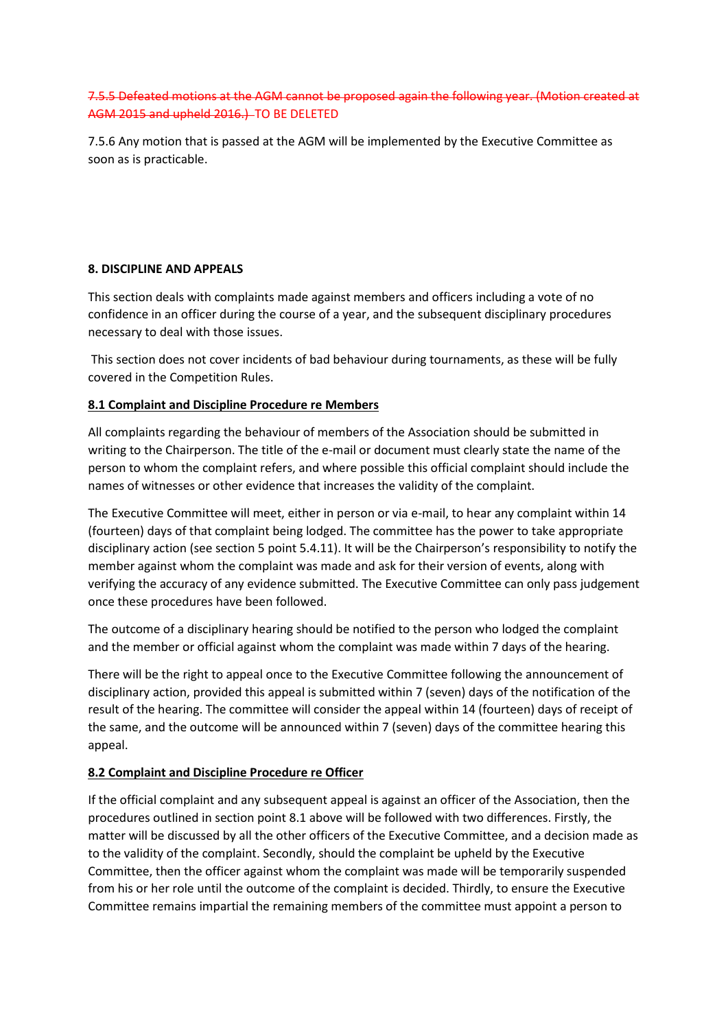~~7.5.5 Defeated motions at the AGM cannot be proposed again the following year. (Motion created at AGM 2015 and upheld 2016.)~~ TO BE DELETED

7.5.6 Any motion that is passed at the AGM will be implemented by the Executive Committee as soon as is practicable.

**8. DISCIPLINE AND APPEALS**

This section deals with complaints made against members and officers including a vote of no confidence in an officer during the course of a year, and the subsequent disciplinary procedures necessary to deal with those issues.

This section does not cover incidents of bad behaviour during tournaments, as these will be fully covered in the Competition Rules.

**8.1 Complaint and Discipline Procedure re Members**

All complaints regarding the behaviour of members of the Association should be submitted in writing to the Chairperson. The title of the e-mail or document must clearly state the name of the person to whom the complaint refers, and where possible this official complaint should include the names of witnesses or other evidence that increases the validity of the complaint.

The Executive Committee will meet, either in person or via e-mail, to hear any complaint within 14 (fourteen) days of that complaint being lodged. The committee has the power to take appropriate disciplinary action (see section 5 point 5.4.11). It will be the Chairperson's responsibility to notify the member against whom the complaint was made and ask for their version of events, along with verifying the accuracy of any evidence submitted. The Executive Committee can only pass judgement once these procedures have been followed.

The outcome of a disciplinary hearing should be notified to the person who lodged the complaint and the member or official against whom the complaint was made within 7 days of the hearing.

There will be the right to appeal once to the Executive Committee following the announcement of disciplinary action, provided this appeal is submitted within 7 (seven) days of the notification of the result of the hearing. The committee will consider the appeal within 14 (fourteen) days of receipt of the same, and the outcome will be announced within 7 (seven) days of the committee hearing this appeal.

**8.2 Complaint and Discipline Procedure re Officer**

If the official complaint and any subsequent appeal is against an officer of the Association, then the procedures outlined in section point 8.1 above will be followed with two differences. Firstly, the matter will be discussed by all the other officers of the Executive Committee, and a decision made as to the validity of the complaint. Secondly, should the complaint be upheld by the Executive Committee, then the officer against whom the complaint was made will be temporarily suspended from his or her role until the outcome of the complaint is decided. Thirdly, to ensure the Executive Committee remains impartial the remaining members of the committee must appoint a person to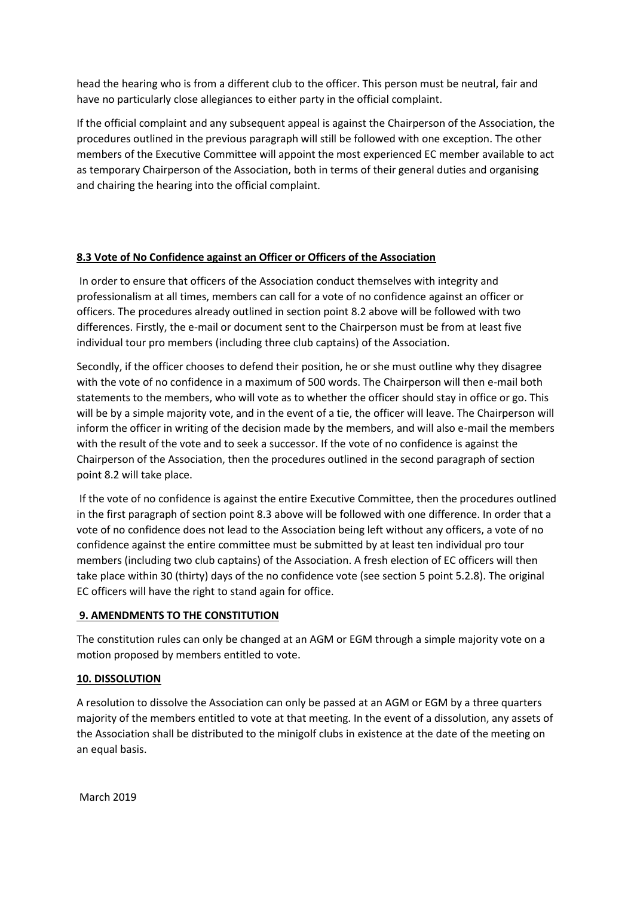head the hearing who is from a different club to the officer. This person must be neutral, fair and have no particularly close allegiances to either party in the official complaint.

If the official complaint and any subsequent appeal is against the Chairperson of the Association, the procedures outlined in the previous paragraph will still be followed with one exception. The other members of the Executive Committee will appoint the most experienced EC member available to act as temporary Chairperson of the Association, both in terms of their general duties and organising and chairing the hearing into the official complaint.

**8.3 Vote of No Confidence against an Officer or Officers of the Association**

In order to ensure that officers of the Association conduct themselves with integrity and professionalism at all times, members can call for a vote of no confidence against an officer or officers. The procedures already outlined in section point 8.2 above will be followed with two differences. Firstly, the e-mail or document sent to the Chairperson must be from at least five individual tour pro members (including three club captains) of the Association.

Secondly, if the officer chooses to defend their position, he or she must outline why they disagree with the vote of no confidence in a maximum of 500 words. The Chairperson will then e-mail both statements to the members, who will vote as to whether the officer should stay in office or go. This will be by a simple majority vote, and in the event of a tie, the officer will leave. The Chairperson will inform the officer in writing of the decision made by the members, and will also e-mail the members with the result of the vote and to seek a successor. If the vote of no confidence is against the Chairperson of the Association, then the procedures outlined in the second paragraph of section point 8.2 will take place.

If the vote of no confidence is against the entire Executive Committee, then the procedures outlined in the first paragraph of section point 8.3 above will be followed with one difference. In order that a vote of no confidence does not lead to the Association being left without any officers, a vote of no confidence against the entire committee must be submitted by at least ten individual pro tour members (including two club captains) of the Association. A fresh election of EC officers will then take place within 30 (thirty) days of the no confidence vote (see section 5 point 5.2.8). The original EC officers will have the right to stand again for office.

**9. AMENDMENTS TO THE CONSTITUTION**

The constitution rules can only be changed at an AGM or EGM through a simple majority vote on a motion proposed by members entitled to vote.

**10. DISSOLUTION**

A resolution to dissolve the Association can only be passed at an AGM or EGM by a three quarters majority of the members entitled to vote at that meeting. In the event of a dissolution, any assets of the Association shall be distributed to the minigolf clubs in existence at the date of the meeting on an equal basis.

March 2019